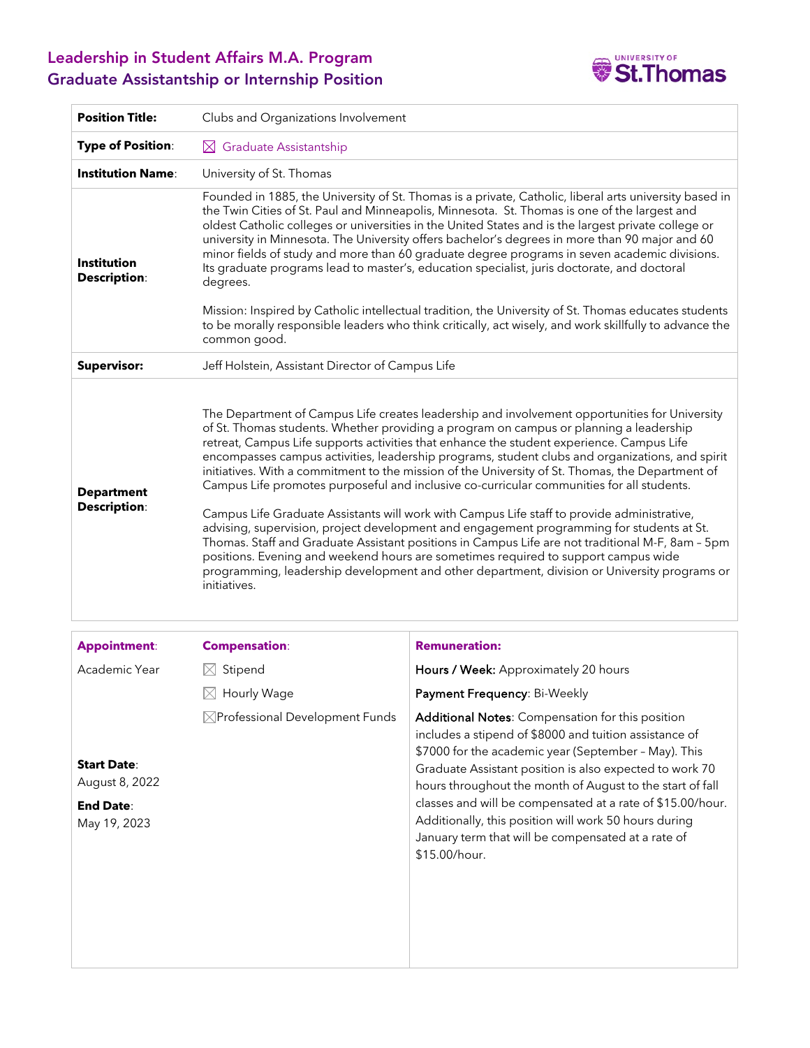# Leadership in Student Affairs M.A. Program
## Graduate Assistantship or Internship Position

| | |
|---|---|
| **Position Title:** | Clubs and Organizations Involvement |
| **Type of Position:** | ☒ Graduate Assistantship |
| **Institution Name:** | University of St. Thomas |
| **Institution Description:** | Founded in 1885, the University of St. Thomas is a private, Catholic, liberal arts university based in the Twin Cities of St. Paul and Minneapolis, Minnesota. St. Thomas is one of the largest and oldest Catholic colleges or universities in the United States and is the largest private college or university in Minnesota. The University offers bachelor's degrees in more than 90 major and 60 minor fields of study and more than 60 graduate degree programs in seven academic divisions. Its graduate programs lead to master's, education specialist, juris doctorate, and doctoral degrees.<br><br>Mission: Inspired by Catholic intellectual tradition, the University of St. Thomas educates students to be morally responsible leaders who think critically, act wisely, and work skillfully to advance the common good. |
| **Supervisor:** | Jeff Holstein, Assistant Director of Campus Life |
| **Department Description:** | The Department of Campus Life creates leadership and involvement opportunities for University of St. Thomas students. Whether providing a program on campus or planning a leadership retreat, Campus Life supports activities that enhance the student experience. Campus Life encompasses campus activities, leadership programs, student clubs and organizations, and spirit initiatives. With a commitment to the mission of the University of St. Thomas, the Department of Campus Life promotes purposeful and inclusive co-curricular communities for all students.<br><br>Campus Life Graduate Assistants will work with Campus Life staff to provide administrative, advising, supervision, project development and engagement programming for students at St. Thomas. Staff and Graduate Assistant positions in Campus Life are not traditional M-F, 8am – 5pm positions. Evening and weekend hours are sometimes required to support campus wide programming, leadership development and other department, division or University programs or initiatives. |

| **Appointment:** | **Compensation:** | **Remuneration:** |
|---|---|---|
| Academic Year<br><br>**Start Date:**<br>August 8, 2022<br><br>**End Date:**<br>May 19, 2023 | ☒ Stipend<br>☒ Hourly Wage<br>☒ Professional Development Funds | **Hours / Week:** Approximately 20 hours<br><br>**Payment Frequency:** Bi-Weekly<br><br>**Additional Notes:** Compensation for this position includes a stipend of $8000 and tuition assistance of $7000 for the academic year (September – May). This Graduate Assistant position is also expected to work 70 hours throughout the month of August to the start of fall classes and will be compensated at a rate of $15.00/hour. Additionally, this position will work 50 hours during January term that will be compensated at a rate of $15.00/hour. |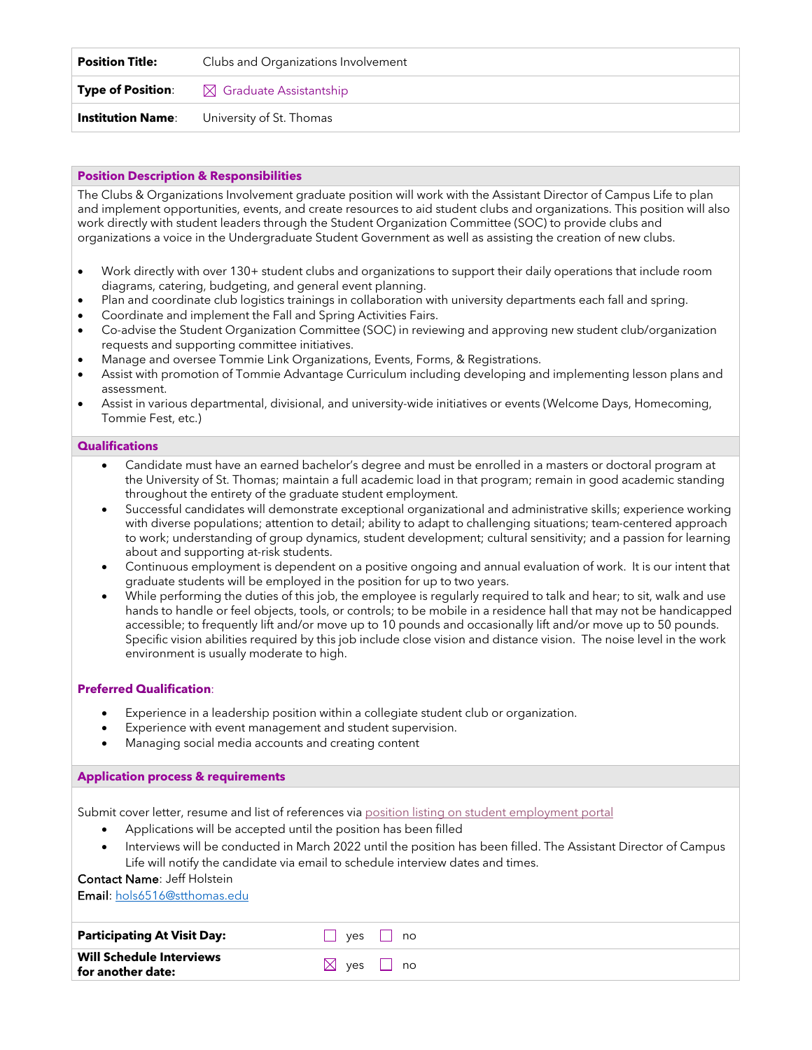| | |
|---|---|
| **Position Title:** | Clubs and Organizations Involvement |
| **Type of Position**: | ☒ Graduate Assistantship |
| **Institution Name**: | University of St. Thomas |

## Position Description & Responsibilities

The Clubs & Organizations Involvement graduate position will work with the Assistant Director of Campus Life to plan and implement opportunities, events, and create resources to aid student clubs and organizations. This position will also work directly with student leaders through the Student Organization Committee (SOC) to provide clubs and organizations a voice in the Undergraduate Student Government as well as assisting the creation of new clubs.

- Work directly with over 130+ student clubs and organizations to support their daily operations that include room diagrams, catering, budgeting, and general event planning.
- Plan and coordinate club logistics trainings in collaboration with university departments each fall and spring.
- Coordinate and implement the Fall and Spring Activities Fairs.
- Co-advise the Student Organization Committee (SOC) in reviewing and approving new student club/organization requests and supporting committee initiatives.
- Manage and oversee Tommie Link Organizations, Events, Forms, & Registrations.
- Assist with promotion of Tommie Advantage Curriculum including developing and implementing lesson plans and assessment.
- Assist in various departmental, divisional, and university-wide initiatives or events (Welcome Days, Homecoming, Tommie Fest, etc.)

## Qualifications

- Candidate must have an earned bachelor's degree and must be enrolled in a masters or doctoral program at the University of St. Thomas; maintain a full academic load in that program; remain in good academic standing throughout the entirety of the graduate student employment.
- Successful candidates will demonstrate exceptional organizational and administrative skills; experience working with diverse populations; attention to detail; ability to adapt to challenging situations; team-centered approach to work; understanding of group dynamics, student development; cultural sensitivity; and a passion for learning about and supporting at-risk students.
- Continuous employment is dependent on a positive ongoing and annual evaluation of work. It is our intent that graduate students will be employed in the position for up to two years.
- While performing the duties of this job, the employee is regularly required to talk and hear; to sit, walk and use hands to handle or feel objects, tools, or controls; to be mobile in a residence hall that may not be handicapped accessible; to frequently lift and/or move up to 10 pounds and occasionally lift and/or move up to 50 pounds. Specific vision abilities required by this job include close vision and distance vision. The noise level in the work environment is usually moderate to high.

**Preferred Qualification**:

- Experience in a leadership position within a collegiate student club or organization.
- Experience with event management and student supervision.
- Managing social media accounts and creating content

## Application process & requirements

Submit cover letter, resume and list of references via position listing on student employment portal

- Applications will be accepted until the position has been filled
- Interviews will be conducted in March 2022 until the position has been filled. The Assistant Director of Campus Life will notify the candidate via email to schedule interview dates and times.

Contact Name: Jeff Holstein
Email: hols6516@stthomas.edu

| | |
|---|---|
| **Participating At Visit Day:** | ☐ yes ☐ no |
| **Will Schedule Interviews for another date:** | ☒ yes ☐ no |